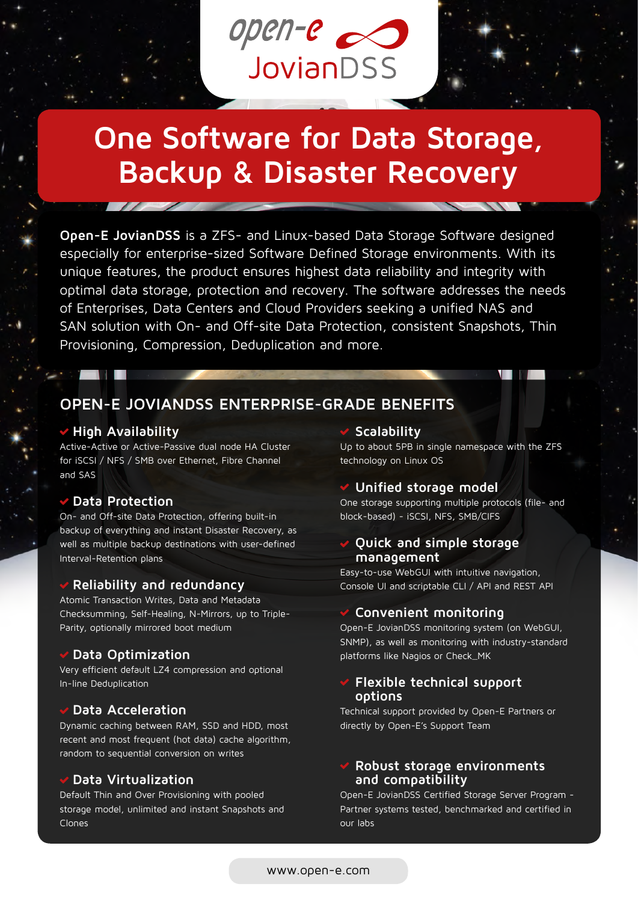open-e JovianDSS

# One Software for Data Storage, Backup & Disaster Recovery

**Open-E JovianDSS** is a ZFS- and Linux-based Data Storage Software designed especially for enterprise-sized Software Defined Storage environments. With its unique features, the product ensures highest data reliability and integrity with optimal data storage, protection and recovery. The software addresses the needs of Enterprises, Data Centers and Cloud Providers seeking a unified NAS and SAN solution with On- and Off-site Data Protection, consistent Snapshots, Thin Provisioning, Compression, Deduplication and more.

## OPEN-E JOVIANDSS ENTERPRISE-GRADE BENEFITS

### High Availability
Active-Active or Active-Passive dual node HA Cluster for iSCSI / NFS / SMB over Ethernet, Fibre Channel and SAS

### Data Protection
On- and Off-site Data Protection, offering built-in backup of everything and instant Disaster Recovery, as well as multiple backup destinations with user-defined Interval-Retention plans

### Reliability and redundancy
Atomic Transaction Writes, Data and Metadata Checksumming, Self-Healing, N-Mirrors, up to Triple-Parity, optionally mirrored boot medium

### Data Optimization
Very efficient default LZ4 compression and optional In-line Deduplication

### Data Acceleration
Dynamic caching between RAM, SSD and HDD, most recent and most frequent (hot data) cache algorithm, random to sequential conversion on writes

### Data Virtualization
Default Thin and Over Provisioning with pooled storage model, unlimited and instant Snapshots and Clones

### Scalability
Up to about 5PB in single namespace with the ZFS technology on Linux OS

### Unified storage model
One storage supporting multiple protocols (file- and block-based) - iSCSI, NFS, SMB/CIFS

### Quick and simple storage management
Easy-to-use WebGUI with intuitive navigation, Console UI and scriptable CLI / API and REST API

### Convenient monitoring
Open-E JovianDSS monitoring system (on WebGUI, SNMP), as well as monitoring with industry-standard platforms like Nagios or Check_MK

### Flexible technical support options
Technical support provided by Open-E Partners or directly by Open-E's Support Team

### Robust storage environments and compatibility
Open-E JovianDSS Certified Storage Server Program - Partner systems tested, benchmarked and certified in our labs

www.open-e.com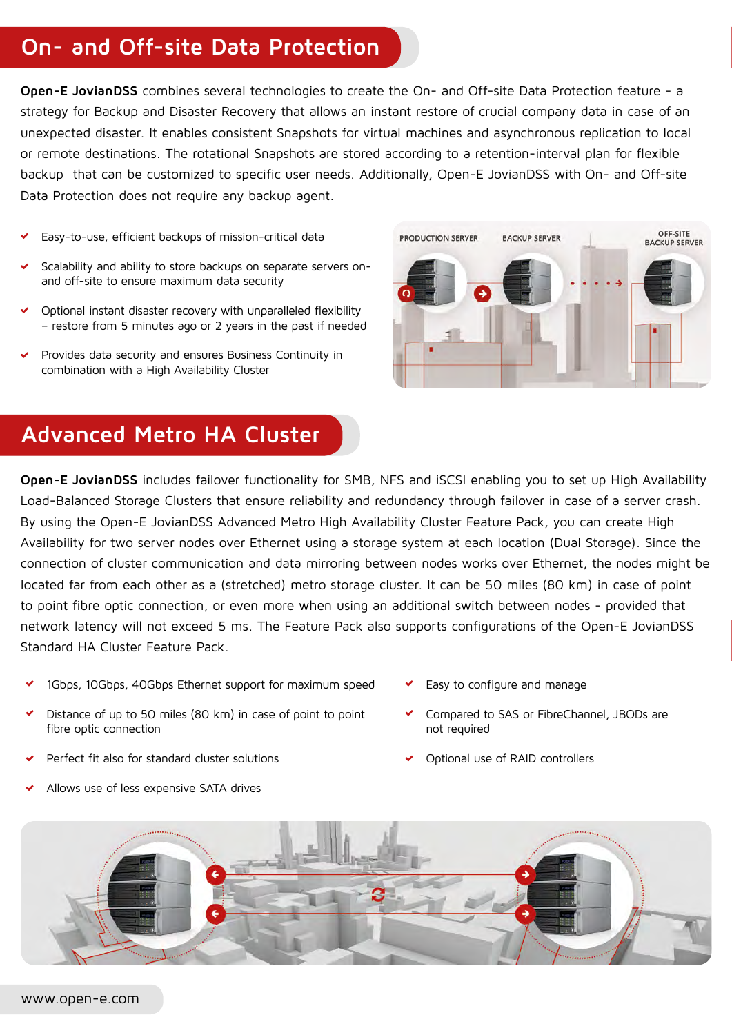## On- and Off-site Data Protection

**Open-E JovianDSS** combines several technologies to create the On- and Off-site Data Protection feature - a strategy for Backup and Disaster Recovery that allows an instant restore of crucial company data in case of an unexpected disaster. It enables consistent Snapshots for virtual machines and asynchronous replication to local or remote destinations. The rotational Snapshots are stored according to a retention-interval plan for flexible backup that can be customized to specific user needs. Additionally, Open-E JovianDSS with On- and Off-site Data Protection does not require any backup agent.

- Easy-to-use, efficient backups of mission-critical data
- Scalability and ability to store backups on separate servers on- and off-site to ensure maximum data security
- Optional instant disaster recovery with unparalleled flexibility – restore from 5 minutes ago or 2 years in the past if needed
- Provides data security and ensures Business Continuity in combination with a High Availability Cluster

PRODUCTION SERVER BACKUP SERVER OFF-SITE BACKUP SERVER

## Advanced Metro HA Cluster

**Open-E JovianDSS** includes failover functionality for SMB, NFS and iSCSI enabling you to set up High Availability Load-Balanced Storage Clusters that ensure reliability and redundancy through failover in case of a server crash. By using the Open-E JovianDSS Advanced Metro High Availability Cluster Feature Pack, you can create High Availability for two server nodes over Ethernet using a storage system at each location (Dual Storage). Since the connection of cluster communication and data mirroring between nodes works over Ethernet, the nodes might be located far from each other as a (stretched) metro storage cluster. It can be 50 miles (80 km) in case of point to point fibre optic connection, or even more when using an additional switch between nodes - provided that network latency will not exceed 5 ms. The Feature Pack also supports configurations of the Open-E JovianDSS Standard HA Cluster Feature Pack.

- 1Gbps, 10Gbps, 40Gbps Ethernet support for maximum speed
- Distance of up to 50 miles (80 km) in case of point to point fibre optic connection
- Perfect fit also for standard cluster solutions
- Allows use of less expensive SATA drives
- Easy to configure and manage
- Compared to SAS or FibreChannel, JBODs are not required
- Optional use of RAID controllers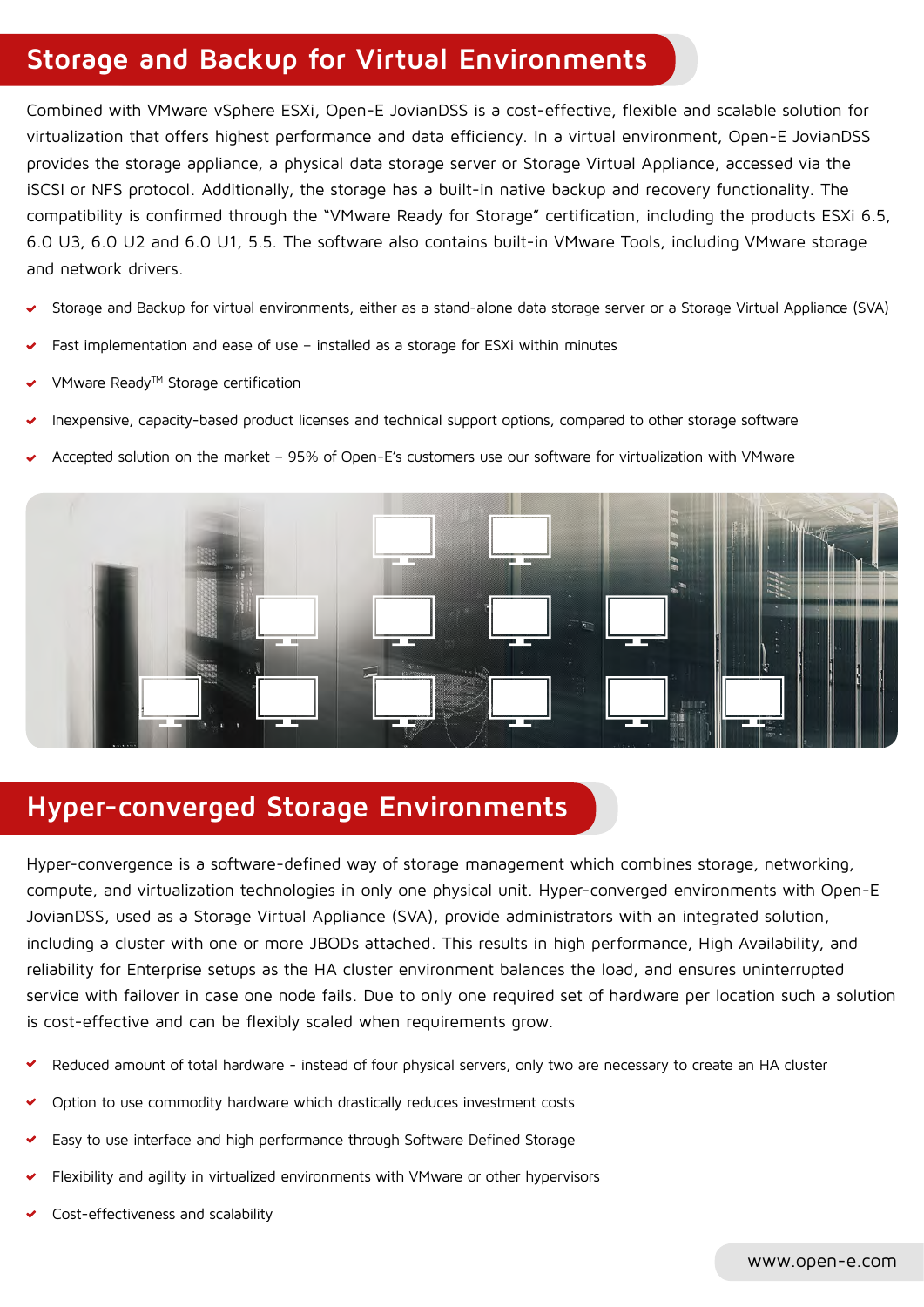## Storage and Backup for Virtual Environments

Combined with VMware vSphere ESXi, Open-E JovianDSS is a cost-effective, flexible and scalable solution for virtualization that offers highest performance and data efficiency. In a virtual environment, Open-E JovianDSS provides the storage appliance, a physical data storage server or Storage Virtual Appliance, accessed via the iSCSI or NFS protocol. Additionally, the storage has a built-in native backup and recovery functionality. The compatibility is confirmed through the "VMware Ready for Storage" certification, including the products ESXi 6.5, 6.0 U3, 6.0 U2 and 6.0 U1, 5.5. The software also contains built-in VMware Tools, including VMware storage and network drivers.

- Storage and Backup for virtual environments, either as a stand-alone data storage server or a Storage Virtual Appliance (SVA)
- Fast implementation and ease of use – installed as a storage for ESXi within minutes
- VMware Ready™ Storage certification
- Inexpensive, capacity-based product licenses and technical support options, compared to other storage software
- Accepted solution on the market – 95% of Open-E's customers use our software for virtualization with VMware

## Hyper-converged Storage Environments

Hyper-convergence is a software-defined way of storage management which combines storage, networking, compute, and virtualization technologies in only one physical unit. Hyper-converged environments with Open-E JovianDSS, used as a Storage Virtual Appliance (SVA), provide administrators with an integrated solution, including a cluster with one or more JBODs attached. This results in high performance, High Availability, and reliability for Enterprise setups as the HA cluster environment balances the load, and ensures uninterrupted service with failover in case one node fails. Due to only one required set of hardware per location such a solution is cost-effective and can be flexibly scaled when requirements grow.

- Reduced amount of total hardware - instead of four physical servers, only two are necessary to create an HA cluster
- Option to use commodity hardware which drastically reduces investment costs
- Easy to use interface and high performance through Software Defined Storage
- Flexibility and agility in virtualized environments with VMware or other hypervisors
- Cost-effectiveness and scalability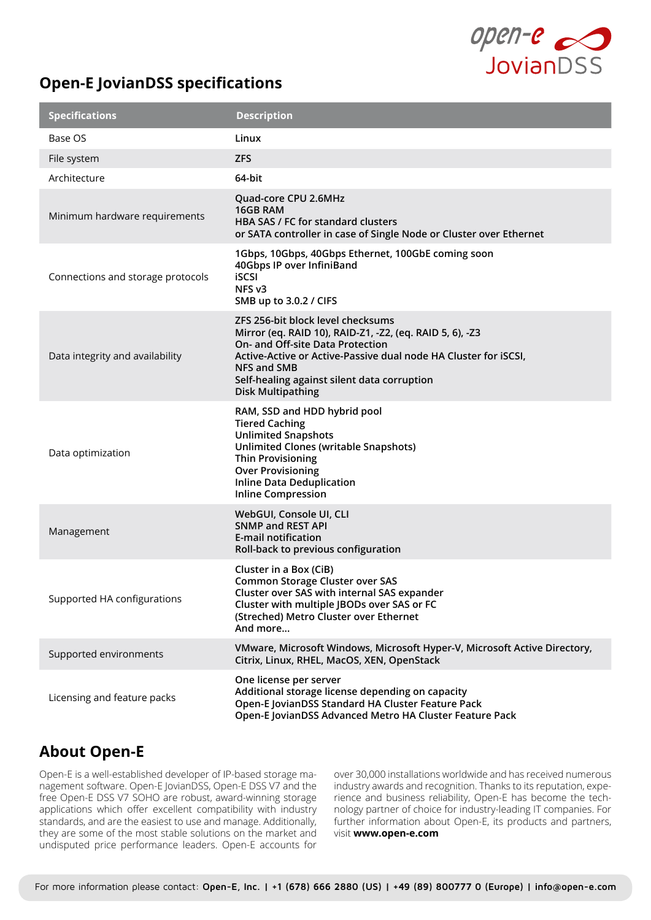## Open-E JovianDSS specifications

| Specifications | Description |
|---|---|
| Base OS | **Linux** |
| File system | **ZFS** |
| Architecture | **64-bit** |
| Minimum hardware requirements | **Quad-core CPU 2.6MHz**<br>**16GB RAM**<br>**HBA SAS / FC for standard clusters**<br>**or SATA controller in case of Single Node or Cluster over Ethernet** |
| Connections and storage protocols | **1Gbps, 10Gbps, 40Gbps Ethernet, 100GbE coming soon**<br>**40Gbps IP over InfiniBand**<br>**iSCSI**<br>**NFS v3**<br>**SMB up to 3.0.2 / CIFS** |
| Data integrity and availability | **ZFS 256-bit block level checksums**<br>**Mirror (eq. RAID 10), RAID-Z1, -Z2, (eq. RAID 5, 6), -Z3**<br>**On- and Off-site Data Protection**<br>**Active-Active or Active-Passive dual node HA Cluster for iSCSI, NFS and SMB**<br>**Self-healing against silent data corruption**<br>**Disk Multipathing** |
| Data optimization | **RAM, SSD and HDD hybrid pool**<br>**Tiered Caching**<br>**Unlimited Snapshots**<br>**Unlimited Clones (writable Snapshots)**<br>**Thin Provisioning**<br>**Over Provisioning**<br>**Inline Data Deduplication**<br>**Inline Compression** |
| Management | **WebGUI, Console UI, CLI**<br>**SNMP and REST API**<br>**E-mail notification**<br>**Roll-back to previous configuration** |
| Supported HA configurations | **Cluster in a Box (CiB)**<br>**Common Storage Cluster over SAS**<br>**Cluster over SAS with internal SAS expander**<br>**Cluster with multiple JBODs over SAS or FC**<br>**(Streched) Metro Cluster over Ethernet**<br>**And more...** |
| Supported environments | **VMware, Microsoft Windows, Microsoft Hyper-V, Microsoft Active Directory, Citrix, Linux, RHEL, MacOS, XEN, OpenStack** |
| Licensing and feature packs | **One license per server**<br>**Additional storage license depending on capacity**<br>**Open-E JovianDSS Standard HA Cluster Feature Pack**<br>**Open-E JovianDSS Advanced Metro HA Cluster Feature Pack** |

## About Open-E

Open-E is a well-established developer of IP-based storage management software. Open-E JovianDSS, Open-E DSS V7 and the free Open-E DSS V7 SOHO are robust, award-winning storage applications which offer excellent compatibility with industry standards, and are the easiest to use and manage. Additionally, they are some of the most stable solutions on the market and undisputed price performance leaders. Open-E accounts for over 30,000 installations worldwide and has received numerous industry awards and recognition. Thanks to its reputation, experience and business reliability, Open-E has become the technology partner of choice for industry-leading IT companies. For further information about Open-E, its products and partners, visit **www.open-e.com**

For more information please contact: **Open-E, Inc. | +1 (678) 666 2880 (US) | +49 (89) 800777 0 (Europe) | info@open-e.com**